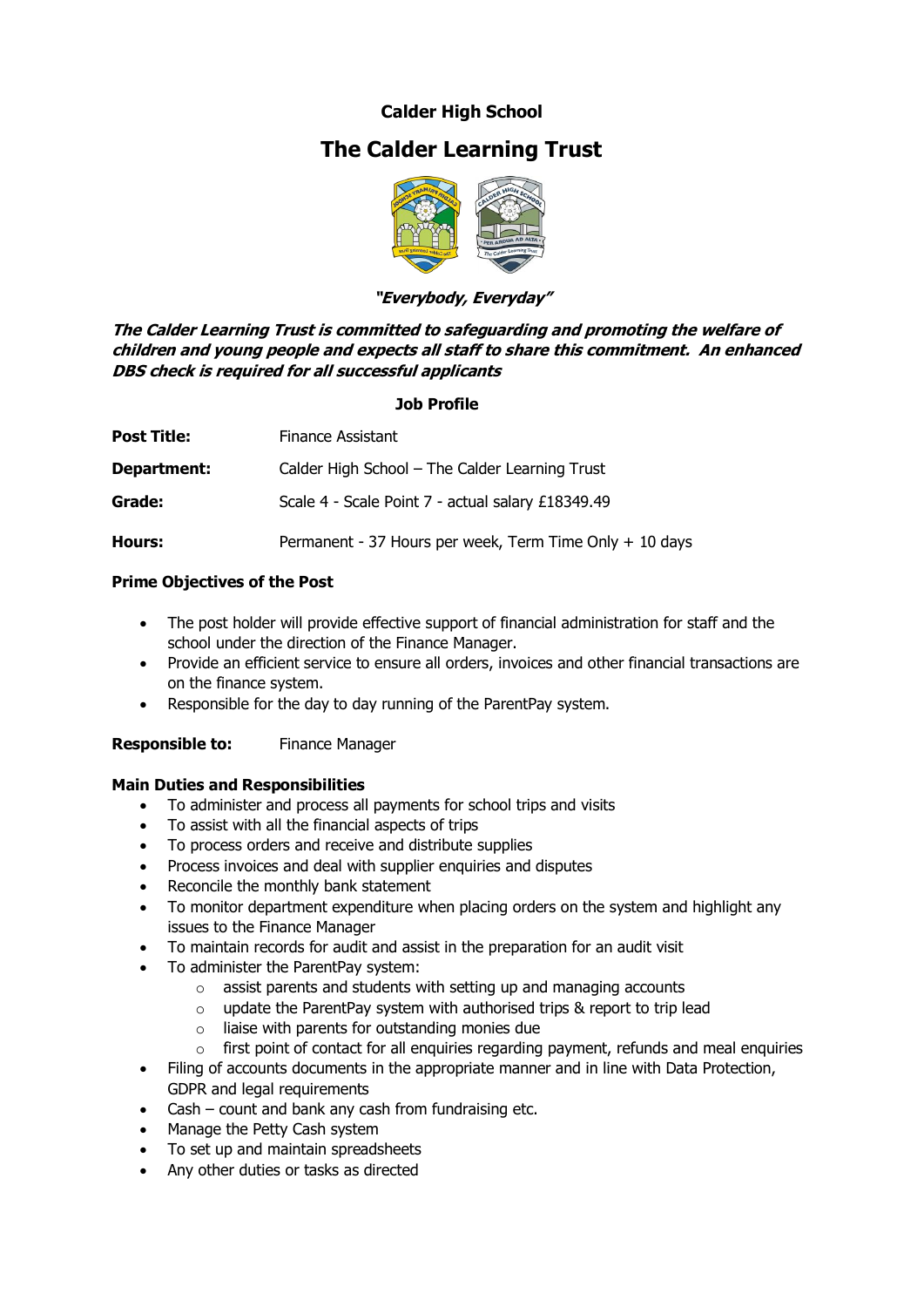# Calder High School

## The Calder Learning Trust

***"Everybody, Everyday"***

***The Calder Learning Trust is committed to safeguarding and promoting the welfare of children and young people and expects all staff to share this commitment. An enhanced DBS check is required for all successful applicants***

### Job Profile

**Post Title:** Finance Assistant

**Department:** Calder High School – The Calder Learning Trust

**Grade:** Scale 4 - Scale Point 7 - actual salary £18349.49

**Hours:** Permanent - 37 Hours per week, Term Time Only + 10 days

**Prime Objectives of the Post**

- The post holder will provide effective support of financial administration for staff and the school under the direction of the Finance Manager.
- Provide an efficient service to ensure all orders, invoices and other financial transactions are on the finance system.
- Responsible for the day to day running of the ParentPay system.

**Responsible to:** Finance Manager

**Main Duties and Responsibilities**

- To administer and process all payments for school trips and visits
- To assist with all the financial aspects of trips
- To process orders and receive and distribute supplies
- Process invoices and deal with supplier enquiries and disputes
- Reconcile the monthly bank statement
- To monitor department expenditure when placing orders on the system and highlight any issues to the Finance Manager
- To maintain records for audit and assist in the preparation for an audit visit
- To administer the ParentPay system:
  - assist parents and students with setting up and managing accounts
  - update the ParentPay system with authorised trips & report to trip lead
  - liaise with parents for outstanding monies due
  - first point of contact for all enquiries regarding payment, refunds and meal enquiries
- Filing of accounts documents in the appropriate manner and in line with Data Protection, GDPR and legal requirements
- Cash – count and bank any cash from fundraising etc.
- Manage the Petty Cash system
- To set up and maintain spreadsheets
- Any other duties or tasks as directed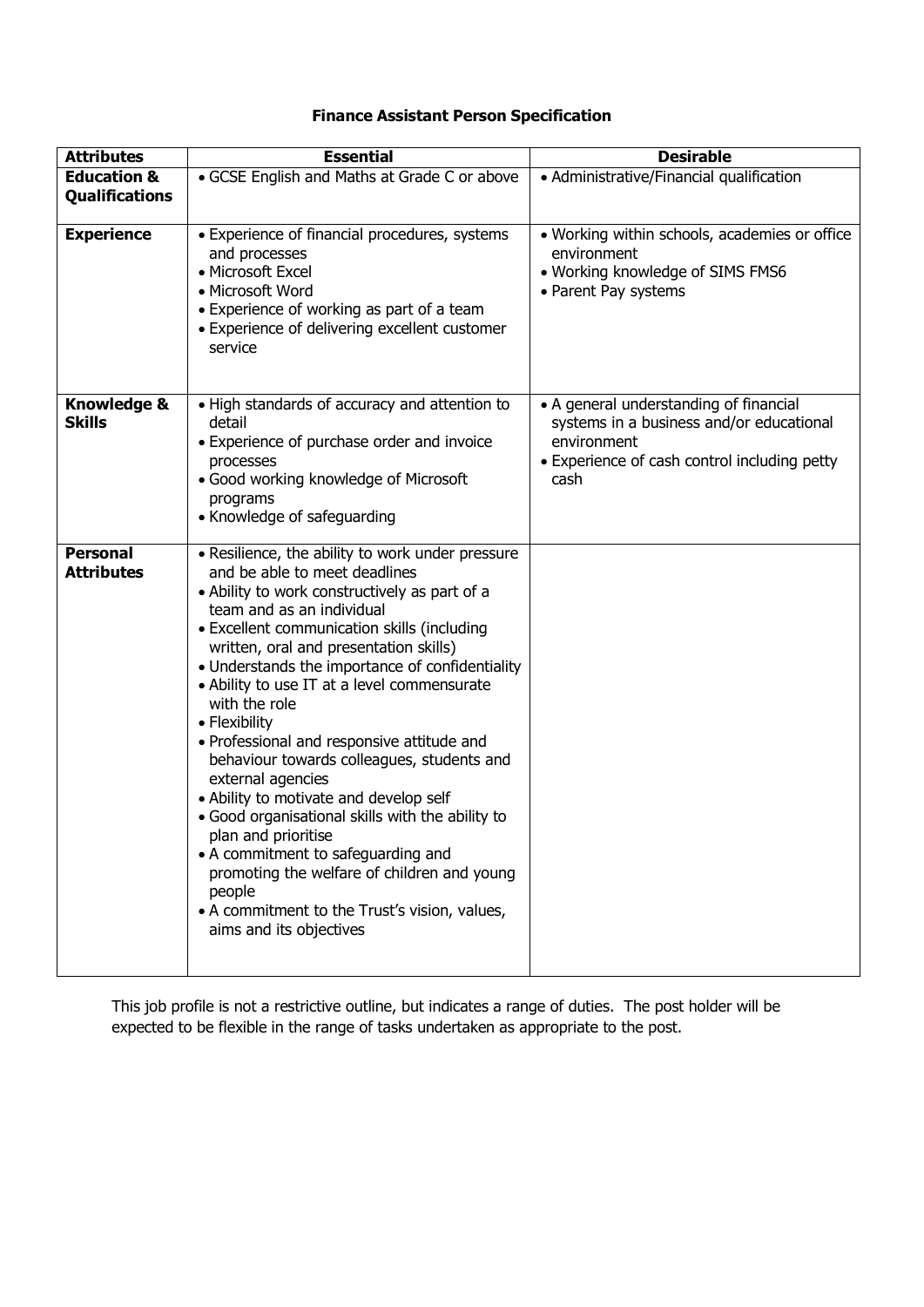## Finance Assistant Person Specification

| Attributes | Essential | Desirable |
|---|---|---|
| **Education & Qualifications** | • GCSE English and Maths at Grade C or above | • Administrative/Financial qualification |
| **Experience** | • Experience of financial procedures, systems and processes<br>• Microsoft Excel<br>• Microsoft Word<br>• Experience of working as part of a team<br>• Experience of delivering excellent customer service | • Working within schools, academies or office environment<br>• Working knowledge of SIMS FMS6<br>• Parent Pay systems |
| **Knowledge & Skills** | • High standards of accuracy and attention to detail<br>• Experience of purchase order and invoice processes<br>• Good working knowledge of Microsoft programs<br>• Knowledge of safeguarding | • A general understanding of financial systems in a business and/or educational environment<br>• Experience of cash control including petty cash |
| **Personal Attributes** | • Resilience, the ability to work under pressure and be able to meet deadlines<br>• Ability to work constructively as part of a team and as an individual<br>• Excellent communication skills (including written, oral and presentation skills)<br>• Understands the importance of confidentiality<br>• Ability to use IT at a level commensurate with the role<br>• Flexibility<br>• Professional and responsive attitude and behaviour towards colleagues, students and external agencies<br>• Ability to motivate and develop self<br>• Good organisational skills with the ability to plan and prioritise<br>• A commitment to safeguarding and promoting the welfare of children and young people<br>• A commitment to the Trust's vision, values, aims and its objectives | |

This job profile is not a restrictive outline, but indicates a range of duties. The post holder will be expected to be flexible in the range of tasks undertaken as appropriate to the post.